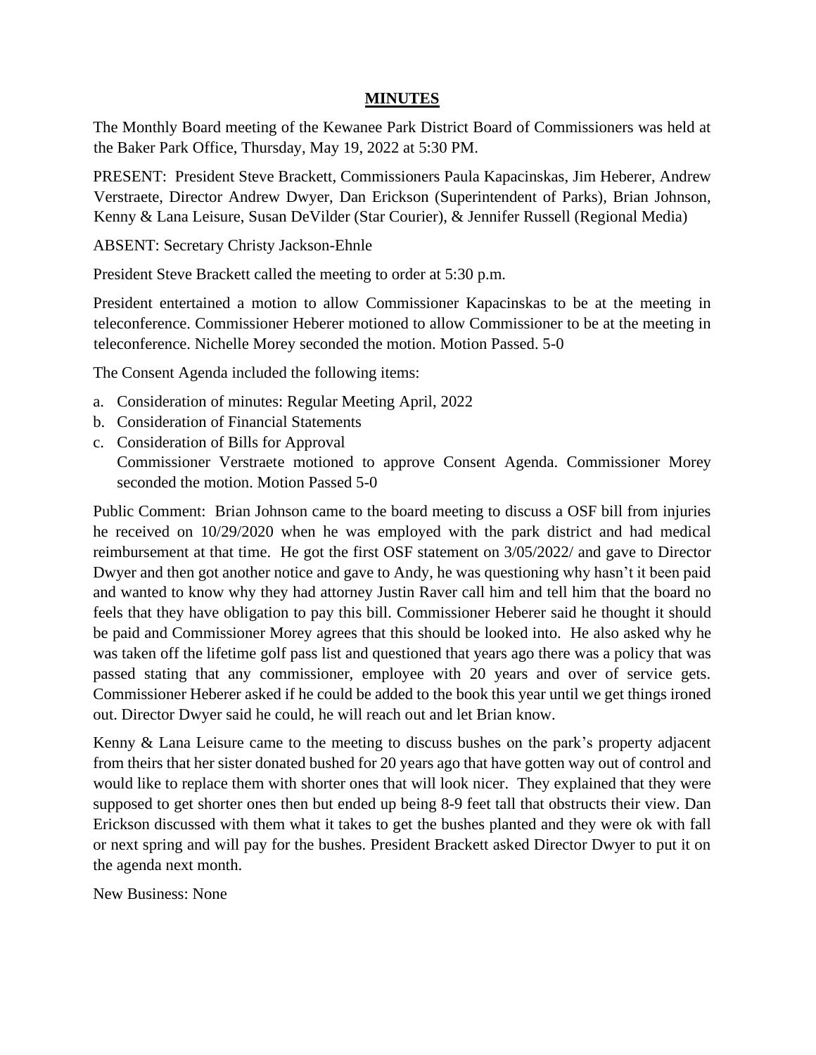**MINUTES**

The Monthly Board meeting of the Kewanee Park District Board of Commissioners was held at the Baker Park Office, Thursday, May 19, 2022 at 5:30 PM.

PRESENT: President Steve Brackett, Commissioners Paula Kapacinskas, Jim Heberer, Andrew Verstraete, Director Andrew Dwyer, Dan Erickson (Superintendent of Parks), Brian Johnson, Kenny & Lana Leisure, Susan DeVilder (Star Courier), & Jennifer Russell (Regional Media)

ABSENT: Secretary Christy Jackson-Ehnle

President Steve Brackett called the meeting to order at 5:30 p.m.

President entertained a motion to allow Commissioner Kapacinskas to be at the meeting in teleconference. Commissioner Heberer motioned to allow Commissioner to be at the meeting in teleconference. Nichelle Morey seconded the motion. Motion Passed. 5-0

The Consent Agenda included the following items:

a. Consideration of minutes: Regular Meeting April, 2022
b. Consideration of Financial Statements
c. Consideration of Bills for Approval
   Commissioner Verstraete motioned to approve Consent Agenda. Commissioner Morey seconded the motion. Motion Passed 5-0

Public Comment: Brian Johnson came to the board meeting to discuss a OSF bill from injuries he received on 10/29/2020 when he was employed with the park district and had medical reimbursement at that time. He got the first OSF statement on 3/05/2022/ and gave to Director Dwyer and then got another notice and gave to Andy, he was questioning why hasn't it been paid and wanted to know why they had attorney Justin Raver call him and tell him that the board no feels that they have obligation to pay this bill. Commissioner Heberer said he thought it should be paid and Commissioner Morey agrees that this should be looked into. He also asked why he was taken off the lifetime golf pass list and questioned that years ago there was a policy that was passed stating that any commissioner, employee with 20 years and over of service gets. Commissioner Heberer asked if he could be added to the book this year until we get things ironed out. Director Dwyer said he could, he will reach out and let Brian know.

Kenny & Lana Leisure came to the meeting to discuss bushes on the park's property adjacent from theirs that her sister donated bushed for 20 years ago that have gotten way out of control and would like to replace them with shorter ones that will look nicer. They explained that they were supposed to get shorter ones then but ended up being 8-9 feet tall that obstructs their view. Dan Erickson discussed with them what it takes to get the bushes planted and they were ok with fall or next spring and will pay for the bushes. President Brackett asked Director Dwyer to put it on the agenda next month.

New Business: None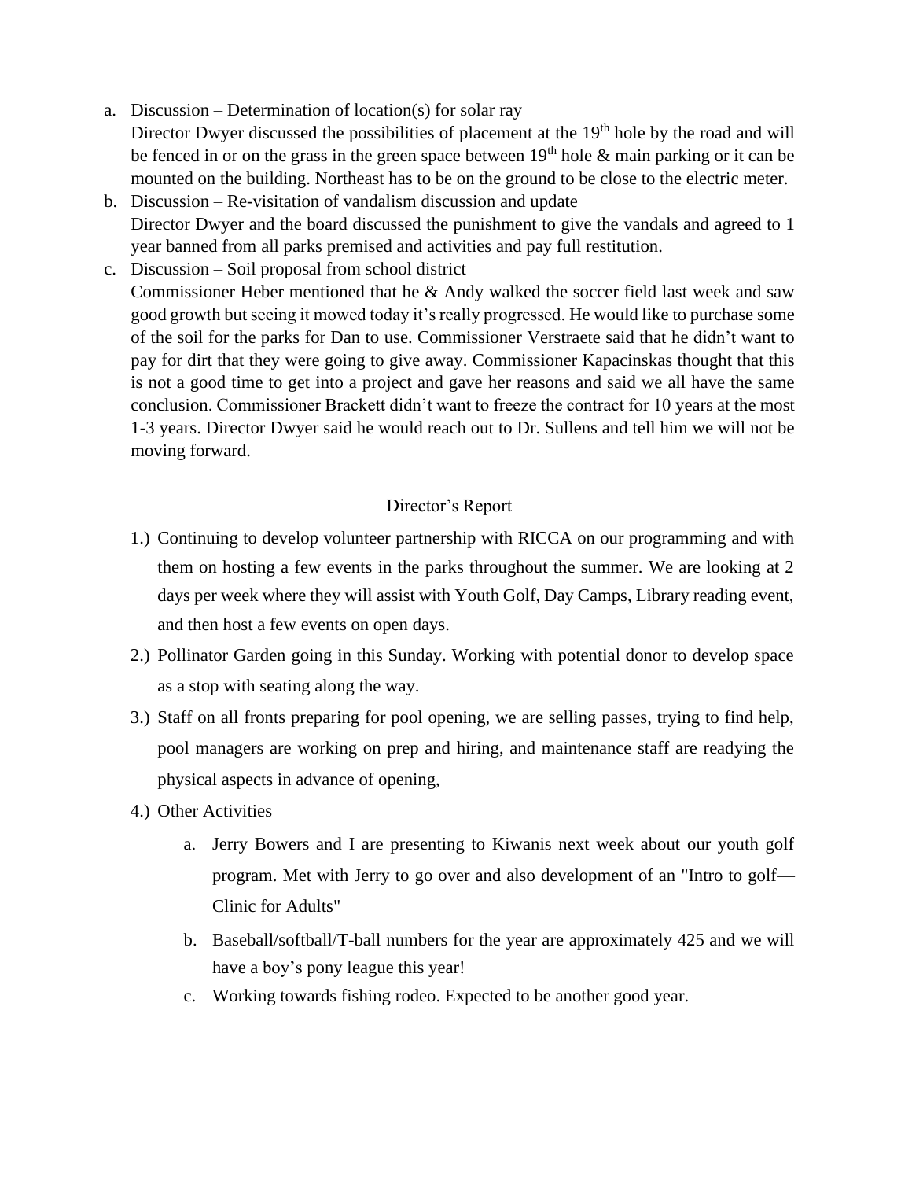a. Discussion – Determination of location(s) for solar ray
   Director Dwyer discussed the possibilities of placement at the 19th hole by the road and will be fenced in or on the grass in the green space between 19th hole & main parking or it can be mounted on the building. Northeast has to be on the ground to be close to the electric meter.
b. Discussion – Re-visitation of vandalism discussion and update
   Director Dwyer and the board discussed the punishment to give the vandals and agreed to 1 year banned from all parks premised and activities and pay full restitution.
c. Discussion – Soil proposal from school district
   Commissioner Heber mentioned that he & Andy walked the soccer field last week and saw good growth but seeing it mowed today it's really progressed. He would like to purchase some of the soil for the parks for Dan to use. Commissioner Verstraete said that he didn't want to pay for dirt that they were going to give away. Commissioner Kapacinskas thought that this is not a good time to get into a project and gave her reasons and said we all have the same conclusion. Commissioner Brackett didn't want to freeze the contract for 10 years at the most 1-3 years. Director Dwyer said he would reach out to Dr. Sullens and tell him we will not be moving forward.

## Director's Report

1.) Continuing to develop volunteer partnership with RICCA on our programming and with them on hosting a few events in the parks throughout the summer. We are looking at 2 days per week where they will assist with Youth Golf, Day Camps, Library reading event, and then host a few events on open days.

2.) Pollinator Garden going in this Sunday. Working with potential donor to develop space as a stop with seating along the way.

3.) Staff on all fronts preparing for pool opening, we are selling passes, trying to find help, pool managers are working on prep and hiring, and maintenance staff are readying the physical aspects in advance of opening,

4.) Other Activities

   a. Jerry Bowers and I are presenting to Kiwanis next week about our youth golf program. Met with Jerry to go over and also development of an "Intro to golf—Clinic for Adults"

   b. Baseball/softball/T-ball numbers for the year are approximately 425 and we will have a boy's pony league this year!

   c. Working towards fishing rodeo. Expected to be another good year.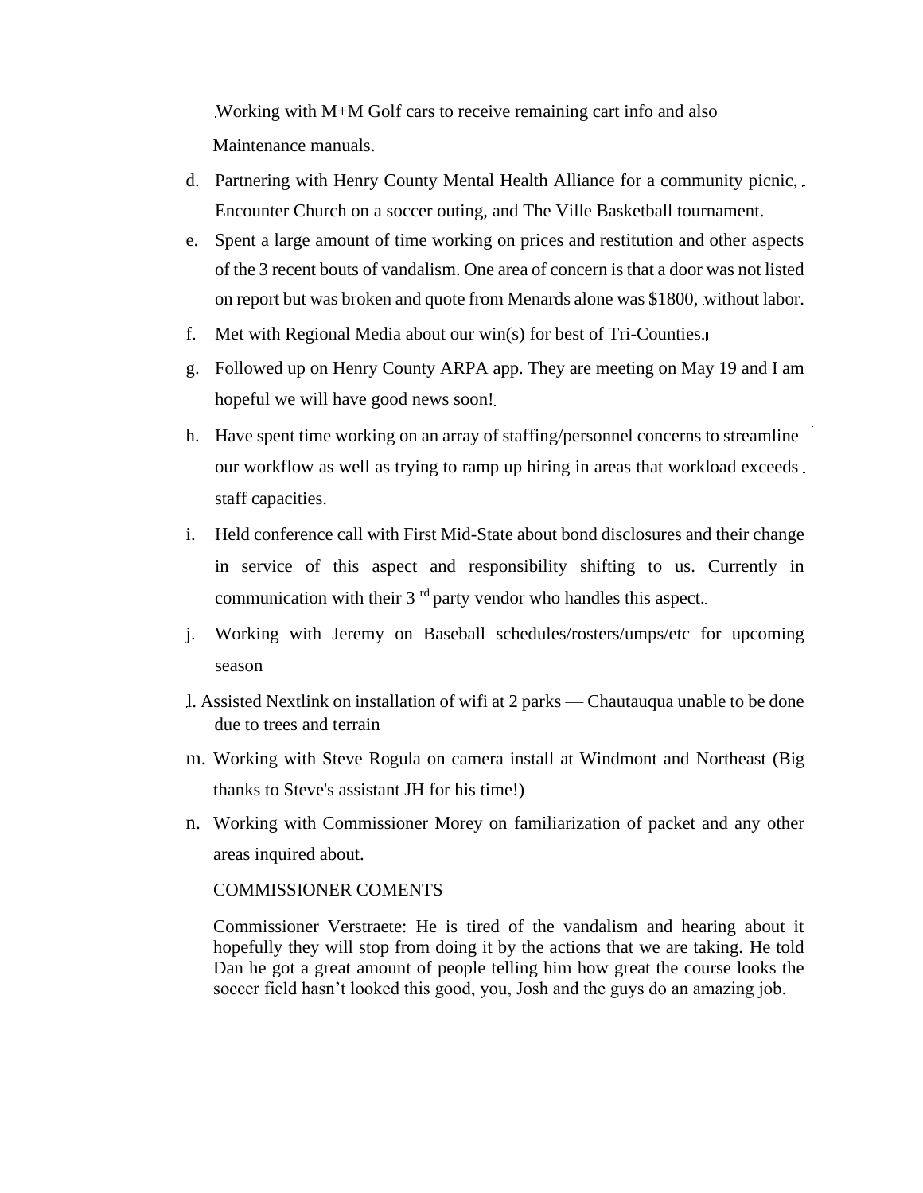Working with M+M Golf cars to receive remaining cart info and also Maintenance manuals.

d. Partnering with Henry County Mental Health Alliance for a community picnic, Encounter Church on a soccer outing, and The Ville Basketball tournament.

e. Spent a large amount of time working on prices and restitution and other aspects of the 3 recent bouts of vandalism. One area of concern is that a door was not listed on report but was broken and quote from Menards alone was $1800, without labor.

f. Met with Regional Media about our win(s) for best of Tri-Counties.

g. Followed up on Henry County ARPA app. They are meeting on May 19 and I am hopeful we will have good news soon!

h. Have spent time working on an array of staffing/personnel concerns to streamline our workflow as well as trying to ramp up hiring in areas that workload exceeds staff capacities.

i. Held conference call with First Mid-State about bond disclosures and their change in service of this aspect and responsibility shifting to us. Currently in communication with their 3rd party vendor who handles this aspect.

j. Working with Jeremy on Baseball schedules/rosters/umps/etc for upcoming season

l. Assisted Nextlink on installation of wifi at 2 parks — Chautauqua unable to be done due to trees and terrain

m. Working with Steve Rogula on camera install at Windmont and Northeast (Big thanks to Steve's assistant JH for his time!)

n. Working with Commissioner Morey on familiarization of packet and any other areas inquired about.

COMMISSIONER COMENTS

Commissioner Verstraete: He is tired of the vandalism and hearing about it hopefully they will stop from doing it by the actions that we are taking. He told Dan he got a great amount of people telling him how great the course looks the soccer field hasn't looked this good, you, Josh and the guys do an amazing job.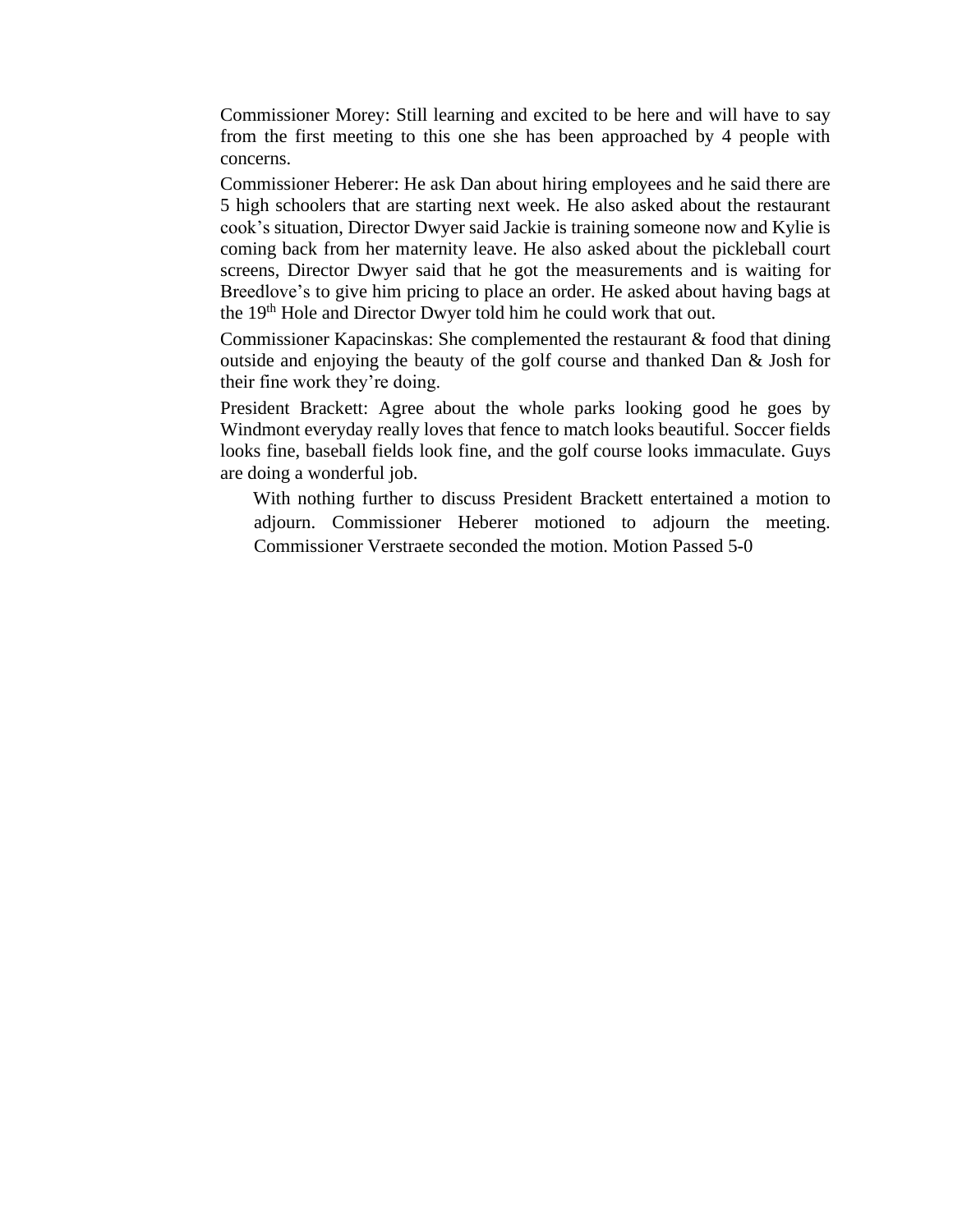Commissioner Morey: Still learning and excited to be here and will have to say from the first meeting to this one she has been approached by 4 people with concerns.

Commissioner Heberer: He ask Dan about hiring employees and he said there are 5 high schoolers that are starting next week. He also asked about the restaurant cook's situation, Director Dwyer said Jackie is training someone now and Kylie is coming back from her maternity leave. He also asked about the pickleball court screens, Director Dwyer said that he got the measurements and is waiting for Breedlove's to give him pricing to place an order. He asked about having bags at the 19th Hole and Director Dwyer told him he could work that out.

Commissioner Kapacinskas: She complemented the restaurant & food that dining outside and enjoying the beauty of the golf course and thanked Dan & Josh for their fine work they're doing.

President Brackett: Agree about the whole parks looking good he goes by Windmont everyday really loves that fence to match looks beautiful. Soccer fields looks fine, baseball fields look fine, and the golf course looks immaculate. Guys are doing a wonderful job.

With nothing further to discuss President Brackett entertained a motion to adjourn. Commissioner Heberer motioned to adjourn the meeting. Commissioner Verstraete seconded the motion. Motion Passed 5-0